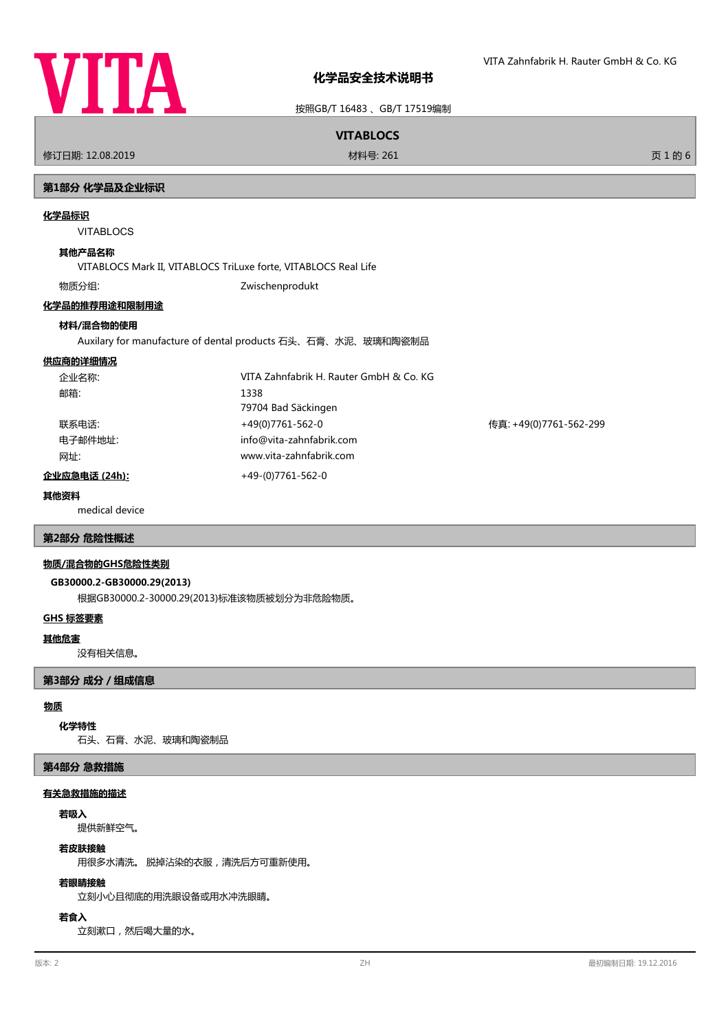# 化学品安全技术说明书

按照GB/T 16483 、GB/T 17519编制

VITA Zahnfabrik H. Rauter GmbH & Co. KG

**VITABLOCS**

修订日期: 12.08.2019 材料号: 261

## 第1部分 化学品及企业标识

### 化学品标识

VITABLOCS

**其他产品名称**

VITABLOCS Mark II, VITABLOCS TriLuxe forte, VITABLOCS Real Life

物质分组: Zwischenprodukt

### 化学品的推荐用途和限制用途

**材料/混合物的使用**

Auxilary for manufacture of dental products 石头、石膏、水泥、玻璃和陶瓷制品

### 供应商的详细情况

| | | |
|---|---|---|
| 企业名称: | VITA Zahnfabrik H. Rauter GmbH & Co. KG | |
| 邮箱: | 1338<br>79704 Bad Säckingen | |
| 联系电话: | +49(0)7761-562-0 | 传真: +49(0)7761-562-299 |
| 电子邮件地址: | info@vita-zahnfabrik.com | |
| 网址: | www.vita-zahnfabrik.com | |

**企业应急电话 (24h):** +49-(0)7761-562-0

**其他资料**

medical device

## 第2部分 危险性概述

### 物质/混合物的GHS危险性类别

**GB30000.2-GB30000.29(2013)**

根据GB30000.2-30000.29(2013)标准该物质被划分为非危险物质。

### GHS 标签要素

### 其他危害

没有相关信息。

## 第3部分 成分 / 组成信息

### 物质

**化学特性**

石头、石膏、水泥、玻璃和陶瓷制品

## 第4部分 急救措施

### 有关急救措施的描述

**若吸入**

提供新鲜空气。

**若皮肤接触**

用很多水清洗。 脱掉沾染的衣服，清洗后方可重新使用。

**若眼睛接触**

立刻小心且彻底的用洗眼设备或用水冲洗眼睛。

**若食入**

立刻漱口，然后喝大量的水。

版本: 2 ZH 最初编制日期: 19.12.2016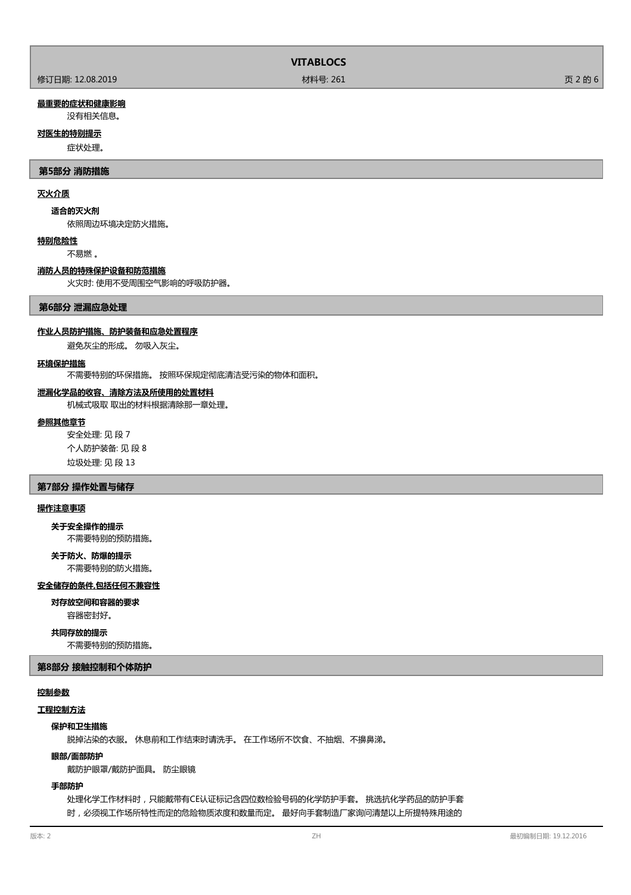**最重要的症状和健康影响**

没有相关信息。

**对医生的特别提示**

症状处理。

## 第5部分 消防措施

**灭火介质**

**适合的灭火剂**

依照周边环境决定防火措施。

**特别危险性**

不易燃 。

**消防人员的特殊保护设备和防范措施**

火灾时: 使用不受周围空气影响的呼吸防护器。

## 第6部分 泄漏应急处理

**作业人员防护措施、防护装备和应急处置程序**

避免灰尘的形成。 勿吸入灰尘。

**环境保护措施**

不需要特别的环保措施。 按照环保规定彻底清洁受污染的物体和面积。

**泄漏化学品的收容、清除方法及所使用的处置材料**

机械式吸取 取出的材料根据清除那一章处理。

**参照其他章节**

安全处理: 见 段 7

个人防护装备: 见 段 8

垃圾处理: 见 段 13

## 第7部分 操作处置与储存

**操作注意事项**

**关于安全操作的提示**

不需要特别的预防措施。

**关于防火、防爆的提示**

不需要特别的防火措施。

**安全储存的条件,包括任何不兼容性**

**对存放空间和容器的要求**

容器密封好。

**共同存放的提示**

不需要特别的预防措施。

## 第8部分 接触控制和个体防护

**控制参数**

**工程控制方法**

**保护和卫生措施**

脱掉沾染的衣服。 休息前和工作结束时请洗手。 在工作场所不饮食、不抽烟、不擤鼻涕。

**眼部/面部防护**

戴防护眼罩/戴防护面具。 防尘眼镜

**手部防护**

处理化学工作材料时，只能戴带有CE认证标记含四位数检验号码的化学防护手套。 挑选抗化学药品的防护手套时，必须视工作场所特性而定的危险物质浓度和数量而定。 最好向手套制造厂家询问清楚以上所提特殊用途的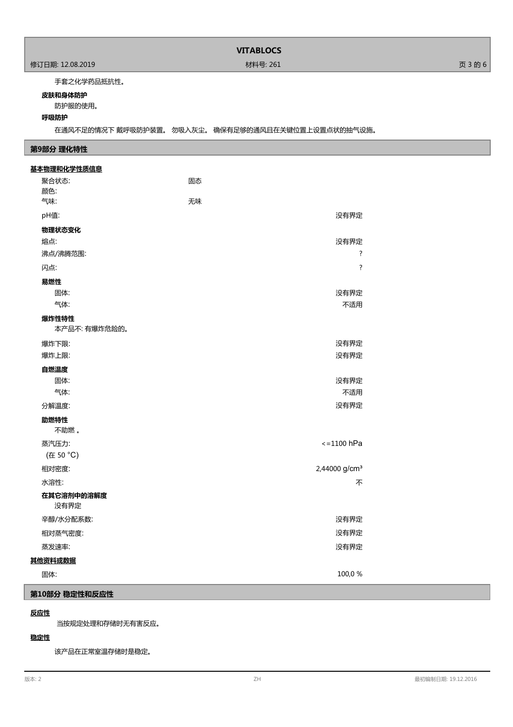手套之化学药品抵抗性。

**皮肤和身体防护**

防护服的使用。

**呼吸防护**

在通风不足的情况下 戴呼吸防护装置。 勿吸入灰尘。 确保有足够的通风且在关键位置上设置点状的抽气设施。

## 第9部分 理化特性

**基本物理和化学性质信息**

| | |
|---|---|
| 聚合状态: | 固态 |
| 颜色: | |
| 气味: | 无味 |
| pH值: | 没有界定 |

**物理状态变化**

| | |
|---|---|
| 熔点: | 没有界定 |
| 沸点/沸腾范围: | ? |
| 闪点: | ? |

**易燃性**

| | |
|---|---|
| 固体: | 没有界定 |
| 气体: | 不适用 |

**爆炸性特性**

本产品不: 有爆炸危险的。

| | |
|---|---|
| 爆炸下限: | 没有界定 |
| 爆炸上限: | 没有界定 |

**自燃温度**

| | |
|---|---|
| 固体: | 没有界定 |
| 气体: | 不适用 |
| 分解温度: | 没有界定 |

**助燃特性**

不助燃 。

| | |
|---|---|
| 蒸汽压力:<br>(在 50 °C) | <=1100 hPa |
| 相对密度: | 2,44000 g/cm³ |
| 水溶性: | 不 |

**在其它溶剂中的溶解度**

没有界定

| | |
|---|---|
| 辛醇/水分配系数: | 没有界定 |
| 相对蒸气密度: | 没有界定 |
| 蒸发速率: | 没有界定 |

**其他资料或数据**

| | |
|---|---|
| 固体: | 100,0 % |

## 第10部分 稳定性和反应性

**反应性**

当按规定处理和存储时无有害反应。

**稳定性**

该产品在正常室温存储时是稳定。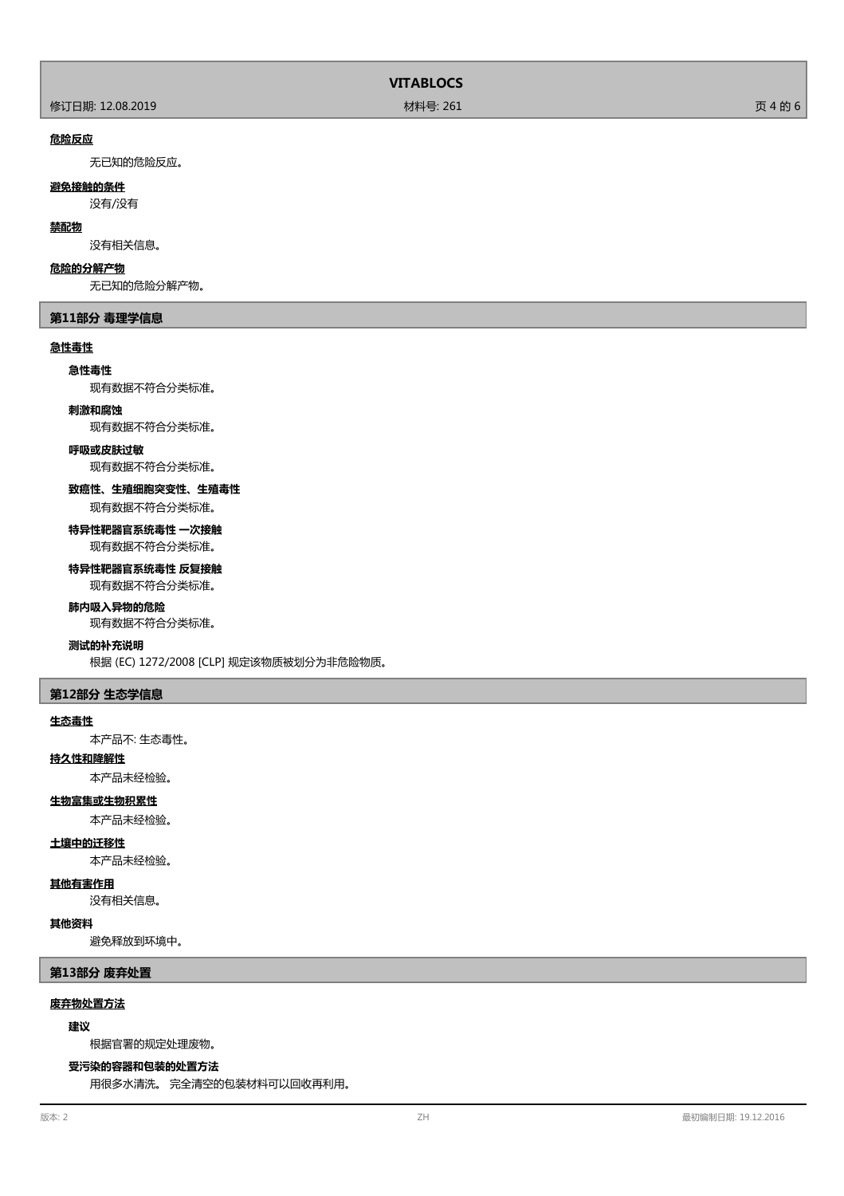**危险反应**

无已知的危险反应。

**避免接触的条件**

没有/没有

**禁配物**

没有相关信息。

**危险的分解产物**

无已知的危险分解产物。

## 第11部分 毒理学信息

**急性毒性**

**急性毒性**

现有数据不符合分类标准。

**刺激和腐蚀**

现有数据不符合分类标准。

**呼吸或皮肤过敏**

现有数据不符合分类标准。

**致癌性、生殖细胞突变性、生殖毒性**

现有数据不符合分类标准。

**特异性靶器官系统毒性 一次接触**

现有数据不符合分类标准。

**特异性靶器官系统毒性 反复接触**

现有数据不符合分类标准。

**肺内吸入异物的危险**

现有数据不符合分类标准。

**测试的补充说明**

根据 (EC) 1272/2008 [CLP] 规定该物质被划分为非危险物质。

## 第12部分 生态学信息

**生态毒性**

本产品不: 生态毒性。

**持久性和降解性**

本产品未经检验。

**生物富集或生物积累性**

本产品未经检验。

**土壤中的迁移性**

本产品未经检验。

**其他有害作用**

没有相关信息。

**其他资料**

避免释放到环境中。

## 第13部分 废弃处置

**废弃物处置方法**

**建议**

根据官署的规定处理废物。

**受污染的容器和包装的处置方法**

用很多水清洗。 完全清空的包装材料可以回收再利用。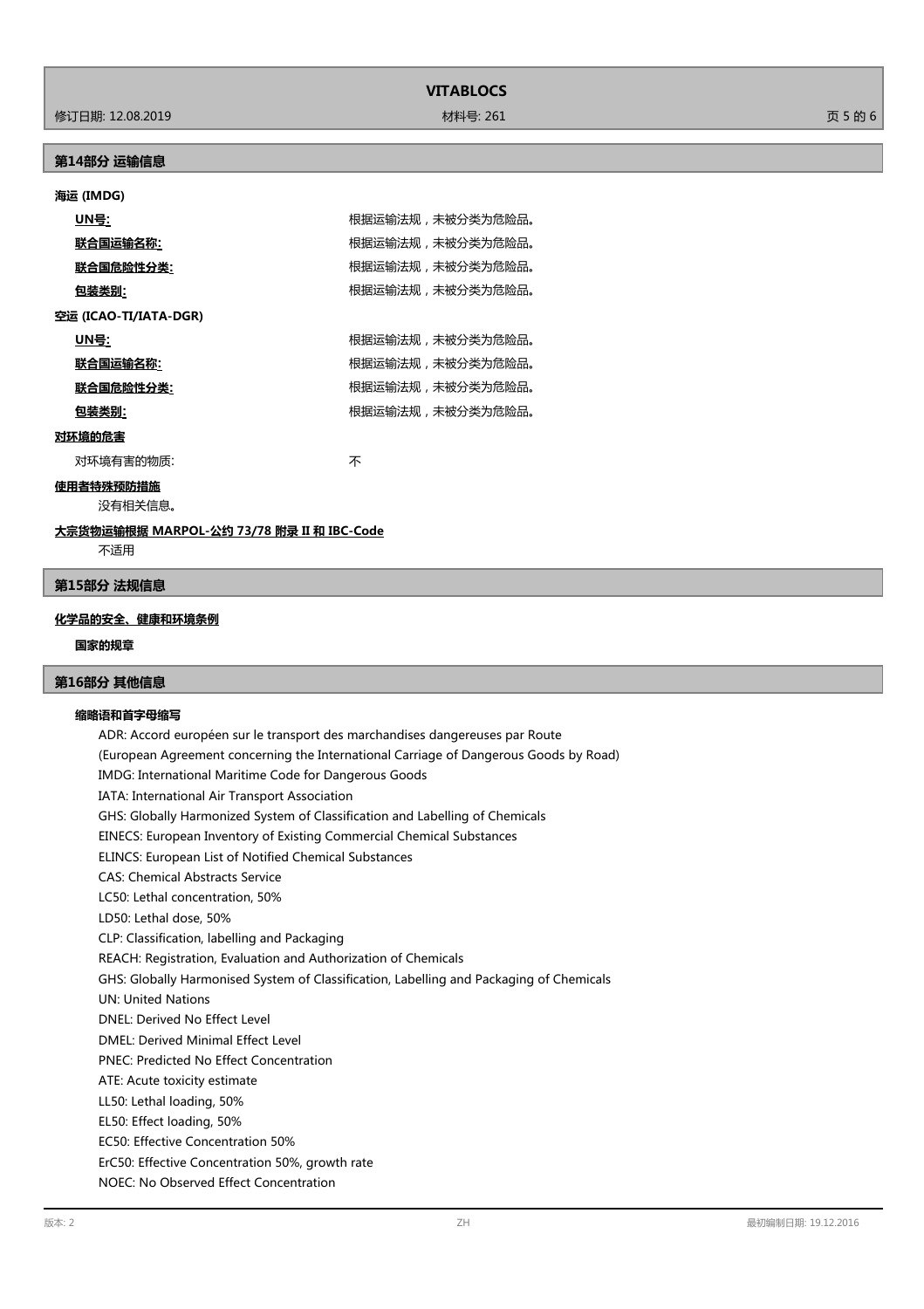## 第14部分 运输信息

**海运 (IMDG)**

| | |
|---|---|
| **UN号:** | 根据运输法规，未被分类为危险品。 |
| **联合国运输名称:** | 根据运输法规，未被分类为危险品。 |
| **联合国危险性分类:** | 根据运输法规，未被分类为危险品。 |
| **包装类别:** | 根据运输法规，未被分类为危险品。 |

**空运 (ICAO-TI/IATA-DGR)**

| | |
|---|---|
| **UN号:** | 根据运输法规，未被分类为危险品。 |
| **联合国运输名称:** | 根据运输法规，未被分类为危险品。 |
| **联合国危险性分类:** | 根据运输法规，未被分类为危险品。 |
| **包装类别:** | 根据运输法规，未被分类为危险品。 |

**对环境的危害**

对环境有害的物质: 不

**使用者特殊预防措施**

没有相关信息。

**大宗货物运输根据 MARPOL-公约 73/78 附录 II 和 IBC-Code**

不适用

## 第15部分 法规信息

**化学品的安全、健康和环境条例**

**国家的规章**

## 第16部分 其他信息

**缩略语和首字母缩写**

ADR: Accord européen sur le transport des marchandises dangereuses par Route
(European Agreement concerning the International Carriage of Dangerous Goods by Road)
IMDG: International Maritime Code for Dangerous Goods
IATA: International Air Transport Association
GHS: Globally Harmonized System of Classification and Labelling of Chemicals
EINECS: European Inventory of Existing Commercial Chemical Substances
ELINCS: European List of Notified Chemical Substances
CAS: Chemical Abstracts Service
LC50: Lethal concentration, 50%
LD50: Lethal dose, 50%
CLP: Classification, labelling and Packaging
REACH: Registration, Evaluation and Authorization of Chemicals
GHS: Globally Harmonised System of Classification, Labelling and Packaging of Chemicals
UN: United Nations
DNEL: Derived No Effect Level
DMEL: Derived Minimal Effect Level
PNEC: Predicted No Effect Concentration
ATE: Acute toxicity estimate
LL50: Lethal loading, 50%
EL50: Effect loading, 50%
EC50: Effective Concentration 50%
ErC50: Effective Concentration 50%, growth rate
NOEC: No Observed Effect Concentration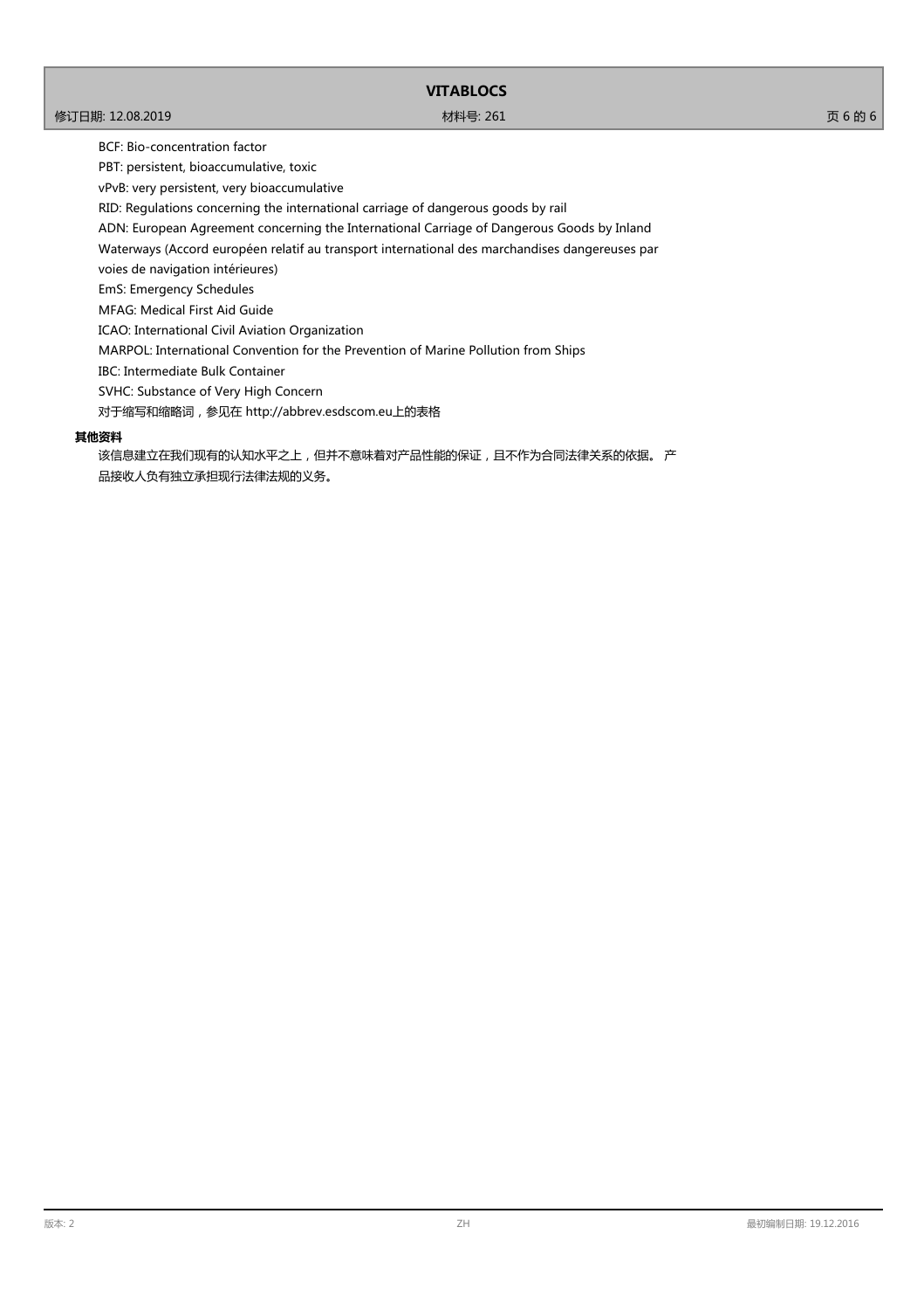BCF: Bio-concentration factor

PBT: persistent, bioaccumulative, toxic

vPvB: very persistent, very bioaccumulative

RID: Regulations concerning the international carriage of dangerous goods by rail

ADN: European Agreement concerning the International Carriage of Dangerous Goods by Inland Waterways (Accord européen relatif au transport international des marchandises dangereuses par voies de navigation intérieures)

EmS: Emergency Schedules

MFAG: Medical First Aid Guide

ICAO: International Civil Aviation Organization

MARPOL: International Convention for the Prevention of Marine Pollution from Ships

IBC: Intermediate Bulk Container

SVHC: Substance of Very High Concern

对于缩写和缩略词，参见在 http://abbrev.esdscom.eu上的表格

**其他资料**

该信息建立在我们现有的认知水平之上，但并不意味着对产品性能的保证，且不作为合同法律关系的依据。 产品接收人负有独立承担现行法律法规的义务。